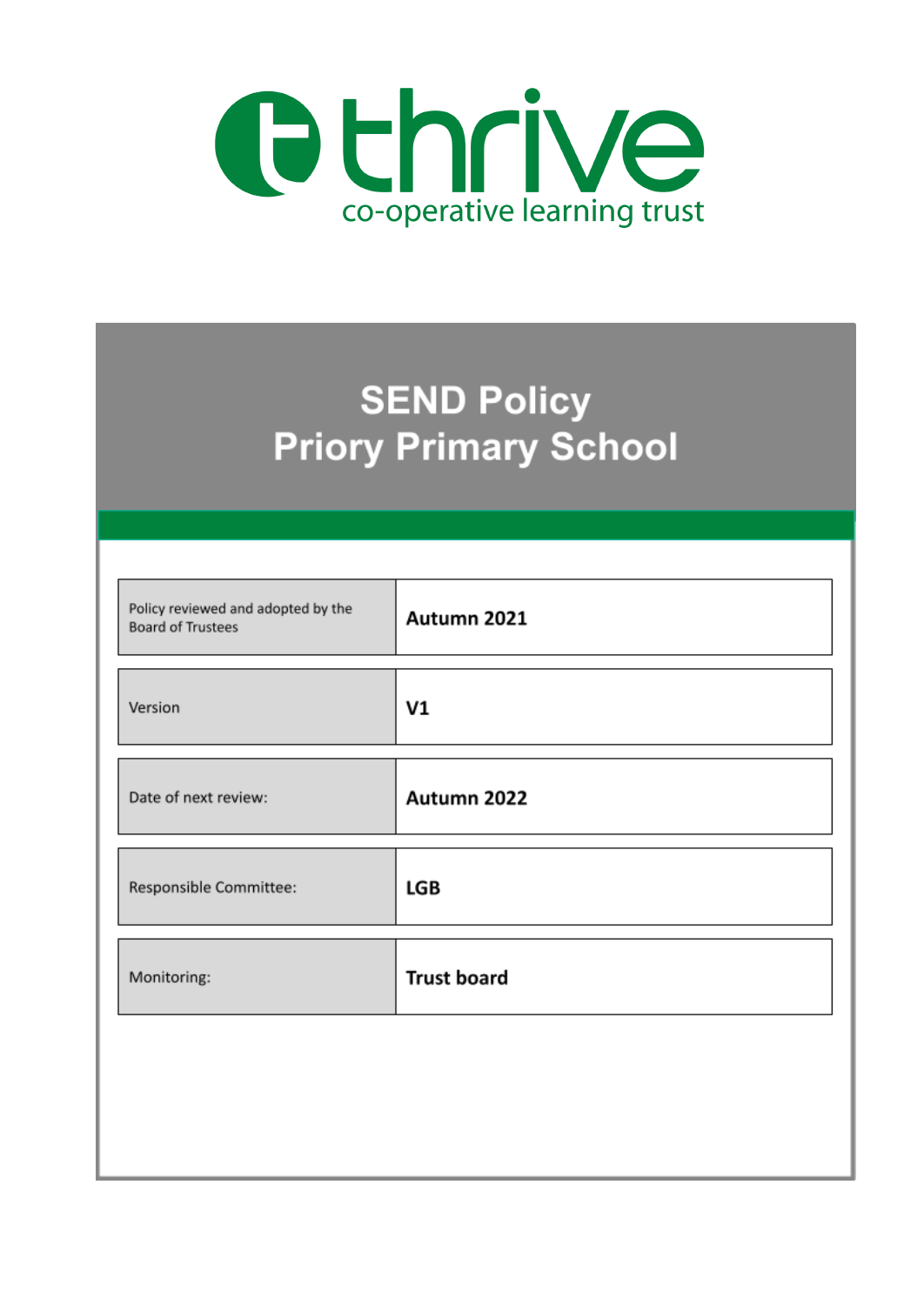thrive

co-operative learning trust

# SEND Policy
# Priory Primary School

| | |
|---|---|
| Policy reviewed and adopted by the Board of Trustees | **Autumn 2021** |
| Version | **V1** |
| Date of next review: | **Autumn 2022** |
| Responsible Committee: | **LGB** |
| Monitoring: | **Trust board** |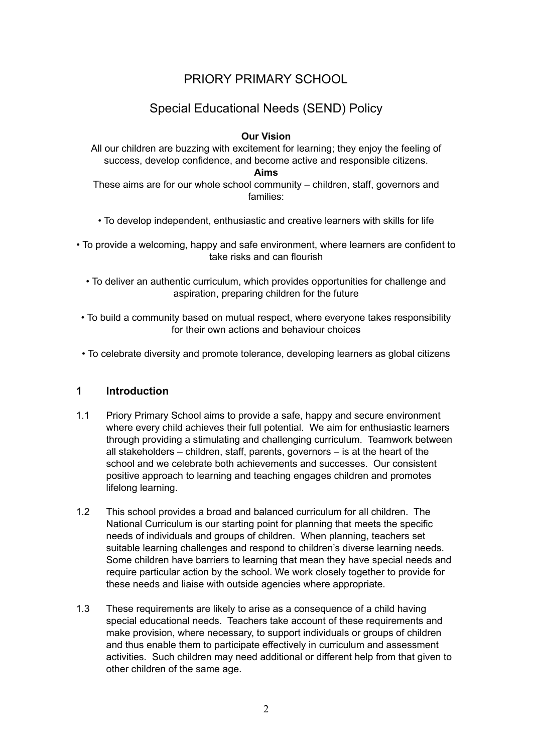# PRIORY PRIMARY SCHOOL

## Special Educational Needs (SEND) Policy

**Our Vision**

All our children are buzzing with excitement for learning; they enjoy the feeling of success, develop confidence, and become active and responsible citizens.

**Aims**

These aims are for our whole school community – children, staff, governors and families:

• To develop independent, enthusiastic and creative learners with skills for life

• To provide a welcoming, happy and safe environment, where learners are confident to take risks and can flourish

• To deliver an authentic curriculum, which provides opportunities for challenge and aspiration, preparing children for the future

• To build a community based on mutual respect, where everyone takes responsibility for their own actions and behaviour choices

• To celebrate diversity and promote tolerance, developing learners as global citizens

## 1 Introduction

1.1 Priory Primary School aims to provide a safe, happy and secure environment where every child achieves their full potential. We aim for enthusiastic learners through providing a stimulating and challenging curriculum. Teamwork between all stakeholders – children, staff, parents, governors – is at the heart of the school and we celebrate both achievements and successes. Our consistent positive approach to learning and teaching engages children and promotes lifelong learning.

1.2 This school provides a broad and balanced curriculum for all children. The National Curriculum is our starting point for planning that meets the specific needs of individuals and groups of children. When planning, teachers set suitable learning challenges and respond to children's diverse learning needs. Some children have barriers to learning that mean they have special needs and require particular action by the school. We work closely together to provide for these needs and liaise with outside agencies where appropriate.

1.3 These requirements are likely to arise as a consequence of a child having special educational needs. Teachers take account of these requirements and make provision, where necessary, to support individuals or groups of children and thus enable them to participate effectively in curriculum and assessment activities. Such children may need additional or different help from that given to other children of the same age.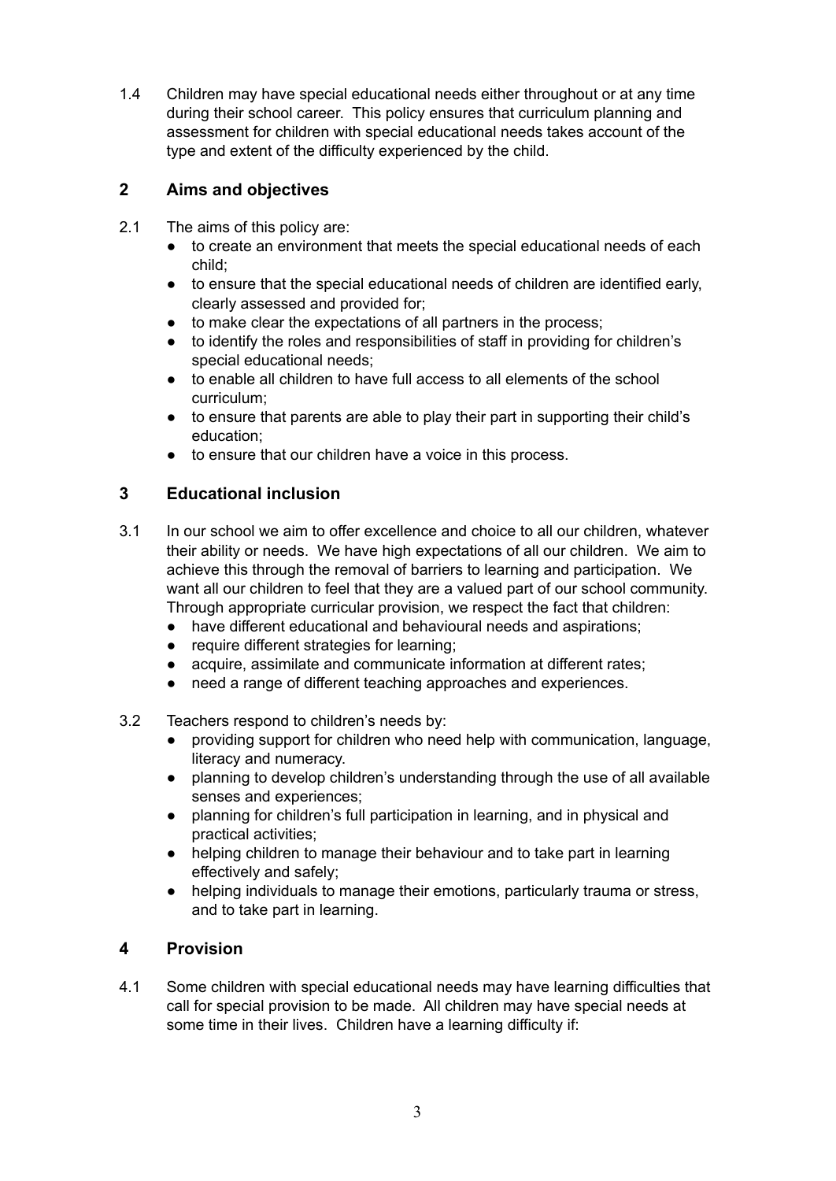1.4 Children may have special educational needs either throughout or at any time during their school career. This policy ensures that curriculum planning and assessment for children with special educational needs takes account of the type and extent of the difficulty experienced by the child.

## 2 Aims and objectives

2.1 The aims of this policy are:

- to create an environment that meets the special educational needs of each child;
- to ensure that the special educational needs of children are identified early, clearly assessed and provided for;
- to make clear the expectations of all partners in the process;
- to identify the roles and responsibilities of staff in providing for children's special educational needs;
- to enable all children to have full access to all elements of the school curriculum;
- to ensure that parents are able to play their part in supporting their child's education;
- to ensure that our children have a voice in this process.

## 3 Educational inclusion

3.1 In our school we aim to offer excellence and choice to all our children, whatever their ability or needs. We have high expectations of all our children. We aim to achieve this through the removal of barriers to learning and participation. We want all our children to feel that they are a valued part of our school community. Through appropriate curricular provision, we respect the fact that children:

- have different educational and behavioural needs and aspirations;
- require different strategies for learning;
- acquire, assimilate and communicate information at different rates;
- need a range of different teaching approaches and experiences.

3.2 Teachers respond to children's needs by:

- providing support for children who need help with communication, language, literacy and numeracy.
- planning to develop children's understanding through the use of all available senses and experiences;
- planning for children's full participation in learning, and in physical and practical activities;
- helping children to manage their behaviour and to take part in learning effectively and safely;
- helping individuals to manage their emotions, particularly trauma or stress, and to take part in learning.

## 4 Provision

4.1 Some children with special educational needs may have learning difficulties that call for special provision to be made. All children may have special needs at some time in their lives. Children have a learning difficulty if: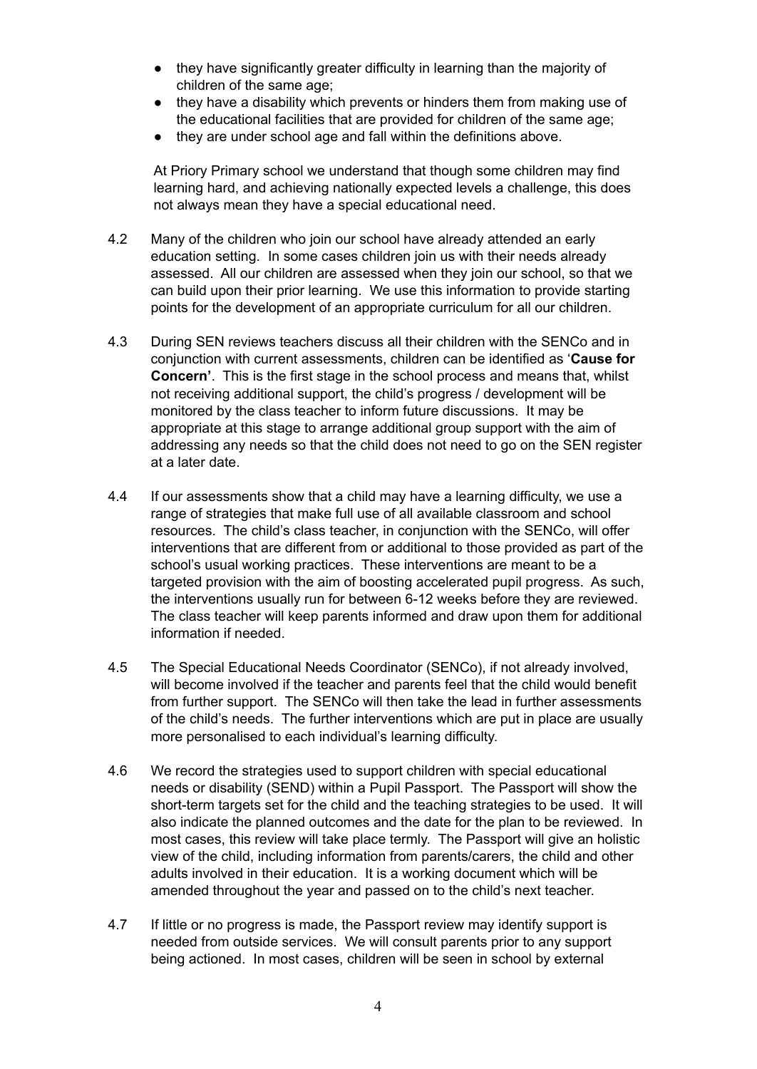- they have significantly greater difficulty in learning than the majority of children of the same age;
- they have a disability which prevents or hinders them from making use of the educational facilities that are provided for children of the same age;
- they are under school age and fall within the definitions above.

At Priory Primary school we understand that though some children may find learning hard, and achieving nationally expected levels a challenge, this does not always mean they have a special educational need.

4.2 Many of the children who join our school have already attended an early education setting. In some cases children join us with their needs already assessed. All our children are assessed when they join our school, so that we can build upon their prior learning. We use this information to provide starting points for the development of an appropriate curriculum for all our children.

4.3 During SEN reviews teachers discuss all their children with the SENCo and in conjunction with current assessments, children can be identified as '**Cause for Concern'**. This is the first stage in the school process and means that, whilst not receiving additional support, the child's progress / development will be monitored by the class teacher to inform future discussions. It may be appropriate at this stage to arrange additional group support with the aim of addressing any needs so that the child does not need to go on the SEN register at a later date.

4.4 If our assessments show that a child may have a learning difficulty, we use a range of strategies that make full use of all available classroom and school resources. The child's class teacher, in conjunction with the SENCo, will offer interventions that are different from or additional to those provided as part of the school's usual working practices. These interventions are meant to be a targeted provision with the aim of boosting accelerated pupil progress. As such, the interventions usually run for between 6-12 weeks before they are reviewed. The class teacher will keep parents informed and draw upon them for additional information if needed.

4.5 The Special Educational Needs Coordinator (SENCo), if not already involved, will become involved if the teacher and parents feel that the child would benefit from further support. The SENCo will then take the lead in further assessments of the child's needs. The further interventions which are put in place are usually more personalised to each individual's learning difficulty.

4.6 We record the strategies used to support children with special educational needs or disability (SEND) within a Pupil Passport. The Passport will show the short-term targets set for the child and the teaching strategies to be used. It will also indicate the planned outcomes and the date for the plan to be reviewed. In most cases, this review will take place termly. The Passport will give an holistic view of the child, including information from parents/carers, the child and other adults involved in their education. It is a working document which will be amended throughout the year and passed on to the child's next teacher.

4.7 If little or no progress is made, the Passport review may identify support is needed from outside services. We will consult parents prior to any support being actioned. In most cases, children will be seen in school by external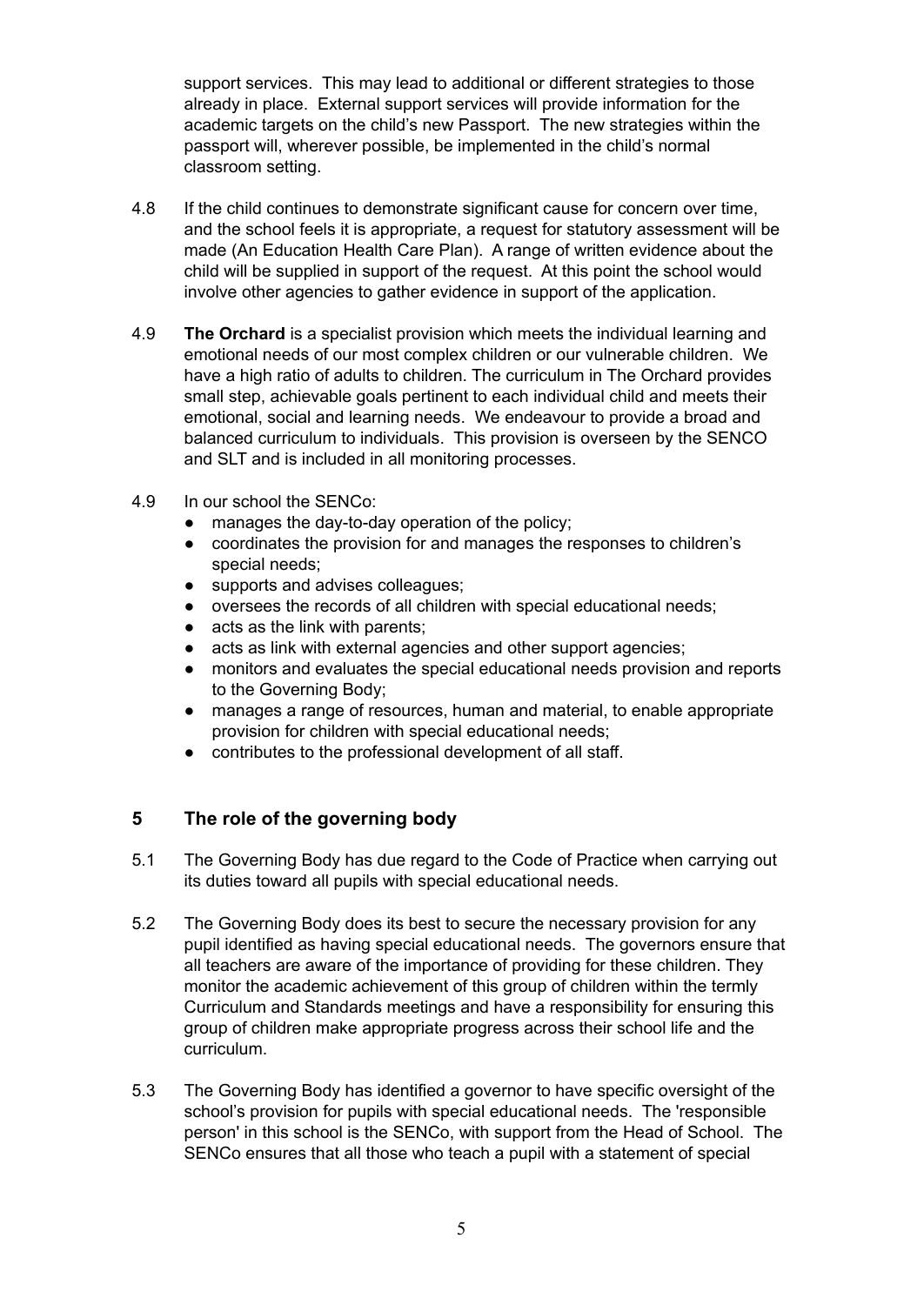support services. This may lead to additional or different strategies to those already in place. External support services will provide information for the academic targets on the child's new Passport. The new strategies within the passport will, wherever possible, be implemented in the child's normal classroom setting.

4.8 If the child continues to demonstrate significant cause for concern over time, and the school feels it is appropriate, a request for statutory assessment will be made (An Education Health Care Plan). A range of written evidence about the child will be supplied in support of the request. At this point the school would involve other agencies to gather evidence in support of the application.

4.9 **The Orchard** is a specialist provision which meets the individual learning and emotional needs of our most complex children or our vulnerable children. We have a high ratio of adults to children. The curriculum in The Orchard provides small step, achievable goals pertinent to each individual child and meets their emotional, social and learning needs. We endeavour to provide a broad and balanced curriculum to individuals. This provision is overseen by the SENCO and SLT and is included in all monitoring processes.

4.9 In our school the SENCo:

- manages the day-to-day operation of the policy;
- coordinates the provision for and manages the responses to children's special needs;
- supports and advises colleagues;
- oversees the records of all children with special educational needs;
- acts as the link with parents;
- acts as link with external agencies and other support agencies;
- monitors and evaluates the special educational needs provision and reports to the Governing Body;
- manages a range of resources, human and material, to enable appropriate provision for children with special educational needs;
- contributes to the professional development of all staff.

## 5 The role of the governing body

5.1 The Governing Body has due regard to the Code of Practice when carrying out its duties toward all pupils with special educational needs.

5.2 The Governing Body does its best to secure the necessary provision for any pupil identified as having special educational needs. The governors ensure that all teachers are aware of the importance of providing for these children. They monitor the academic achievement of this group of children within the termly Curriculum and Standards meetings and have a responsibility for ensuring this group of children make appropriate progress across their school life and the curriculum.

5.3 The Governing Body has identified a governor to have specific oversight of the school's provision for pupils with special educational needs. The 'responsible person' in this school is the SENCo, with support from the Head of School. The SENCo ensures that all those who teach a pupil with a statement of special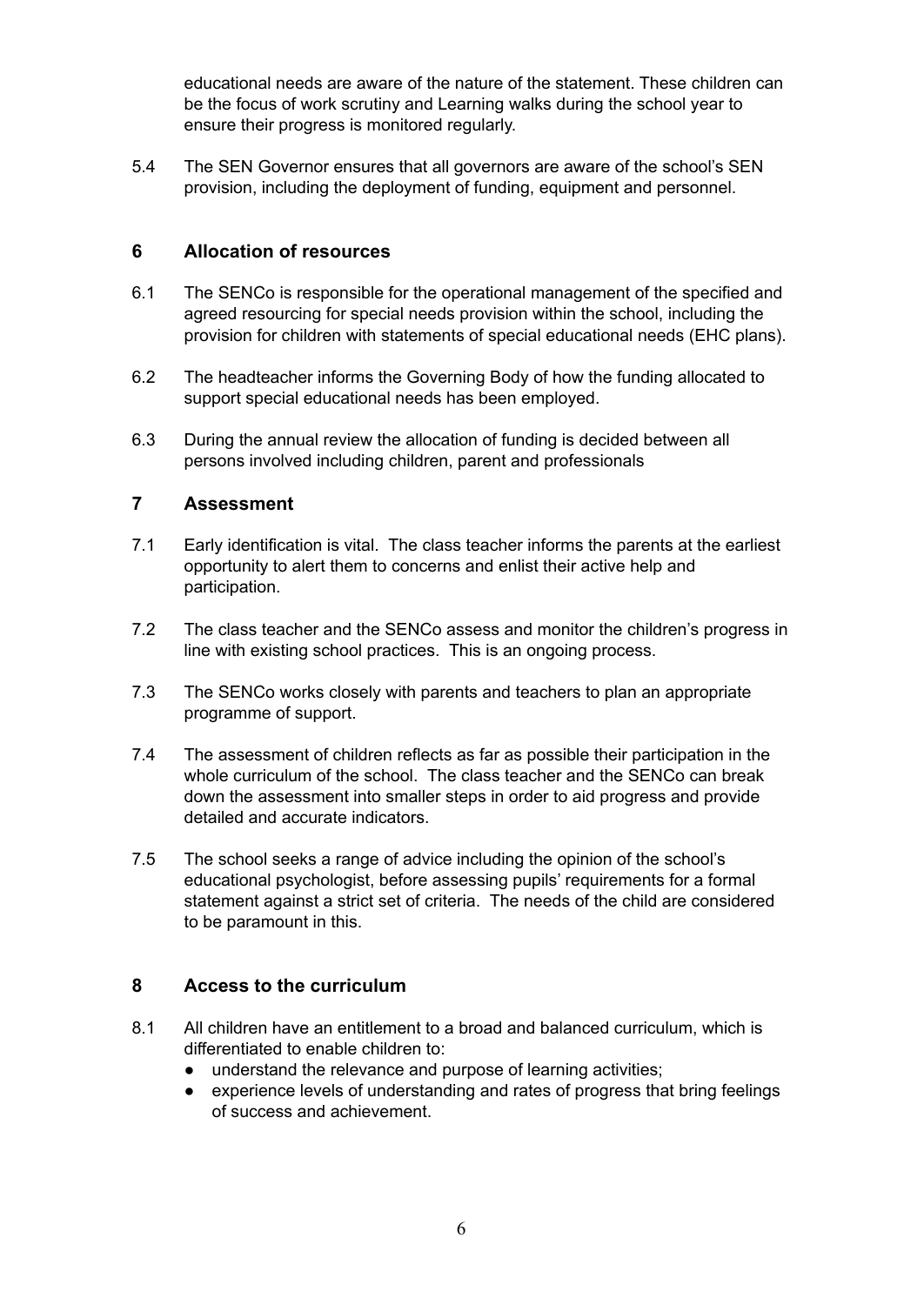educational needs are aware of the nature of the statement. These children can be the focus of work scrutiny and Learning walks during the school year to ensure their progress is monitored regularly.

5.4 The SEN Governor ensures that all governors are aware of the school's SEN provision, including the deployment of funding, equipment and personnel.

## 6 Allocation of resources

6.1 The SENCo is responsible for the operational management of the specified and agreed resourcing for special needs provision within the school, including the provision for children with statements of special educational needs (EHC plans).

6.2 The headteacher informs the Governing Body of how the funding allocated to support special educational needs has been employed.

6.3 During the annual review the allocation of funding is decided between all persons involved including children, parent and professionals

## 7 Assessment

7.1 Early identification is vital. The class teacher informs the parents at the earliest opportunity to alert them to concerns and enlist their active help and participation.

7.2 The class teacher and the SENCo assess and monitor the children's progress in line with existing school practices. This is an ongoing process.

7.3 The SENCo works closely with parents and teachers to plan an appropriate programme of support.

7.4 The assessment of children reflects as far as possible their participation in the whole curriculum of the school. The class teacher and the SENCo can break down the assessment into smaller steps in order to aid progress and provide detailed and accurate indicators.

7.5 The school seeks a range of advice including the opinion of the school's educational psychologist, before assessing pupils' requirements for a formal statement against a strict set of criteria. The needs of the child are considered to be paramount in this.

## 8 Access to the curriculum

8.1 All children have an entitlement to a broad and balanced curriculum, which is differentiated to enable children to:

- understand the relevance and purpose of learning activities;
- experience levels of understanding and rates of progress that bring feelings of success and achievement.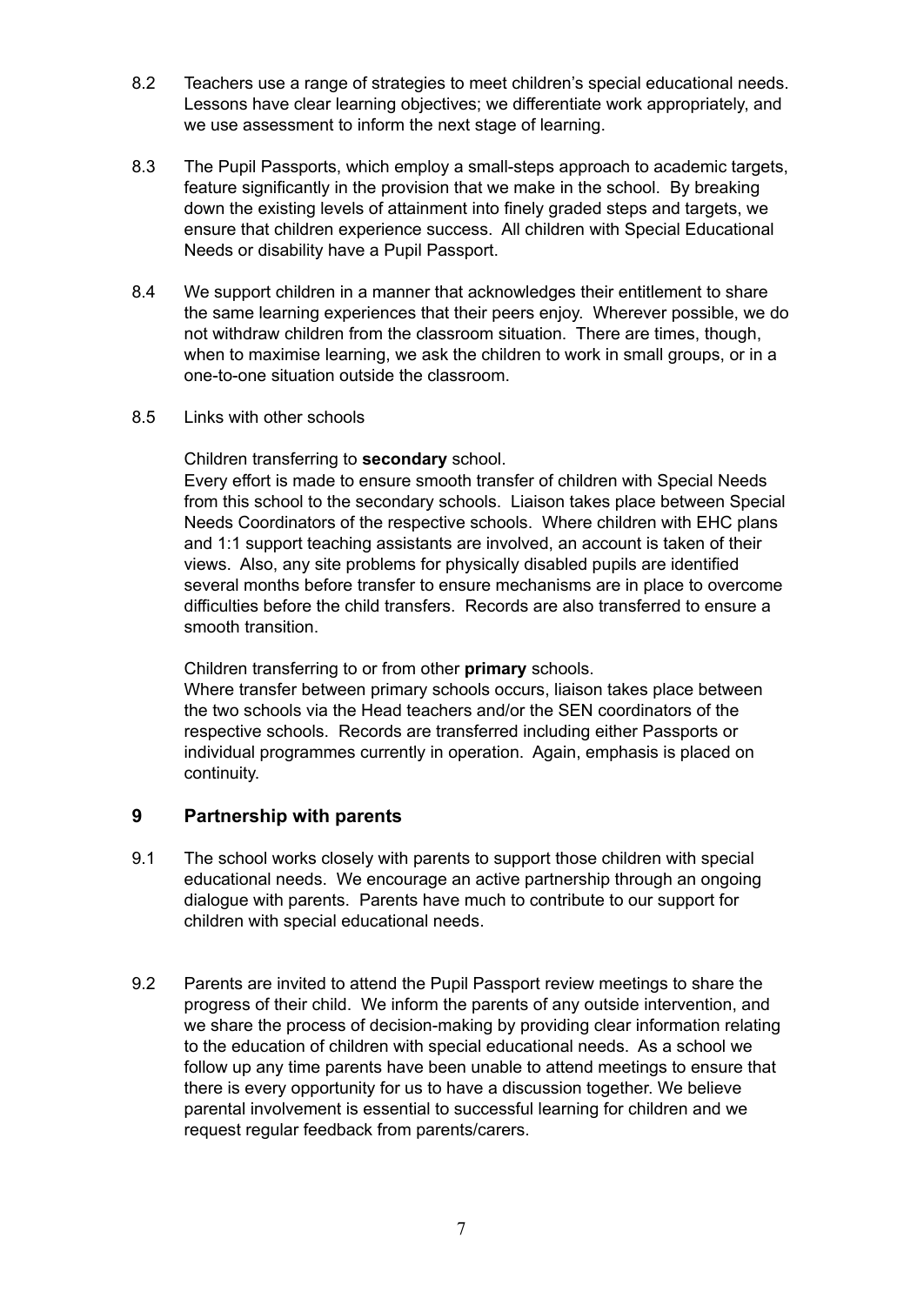8.2 Teachers use a range of strategies to meet children's special educational needs. Lessons have clear learning objectives; we differentiate work appropriately, and we use assessment to inform the next stage of learning.

8.3 The Pupil Passports, which employ a small-steps approach to academic targets, feature significantly in the provision that we make in the school. By breaking down the existing levels of attainment into finely graded steps and targets, we ensure that children experience success. All children with Special Educational Needs or disability have a Pupil Passport.

8.4 We support children in a manner that acknowledges their entitlement to share the same learning experiences that their peers enjoy. Wherever possible, we do not withdraw children from the classroom situation. There are times, though, when to maximise learning, we ask the children to work in small groups, or in a one-to-one situation outside the classroom.

8.5 Links with other schools

Children transferring to **secondary** school.
Every effort is made to ensure smooth transfer of children with Special Needs from this school to the secondary schools. Liaison takes place between Special Needs Coordinators of the respective schools. Where children with EHC plans and 1:1 support teaching assistants are involved, an account is taken of their views. Also, any site problems for physically disabled pupils are identified several months before transfer to ensure mechanisms are in place to overcome difficulties before the child transfers. Records are also transferred to ensure a smooth transition.

Children transferring to or from other **primary** schools.
Where transfer between primary schools occurs, liaison takes place between the two schools via the Head teachers and/or the SEN coordinators of the respective schools. Records are transferred including either Passports or individual programmes currently in operation. Again, emphasis is placed on continuity.

## 9 Partnership with parents

9.1 The school works closely with parents to support those children with special educational needs. We encourage an active partnership through an ongoing dialogue with parents. Parents have much to contribute to our support for children with special educational needs.

9.2 Parents are invited to attend the Pupil Passport review meetings to share the progress of their child. We inform the parents of any outside intervention, and we share the process of decision-making by providing clear information relating to the education of children with special educational needs. As a school we follow up any time parents have been unable to attend meetings to ensure that there is every opportunity for us to have a discussion together. We believe parental involvement is essential to successful learning for children and we request regular feedback from parents/carers.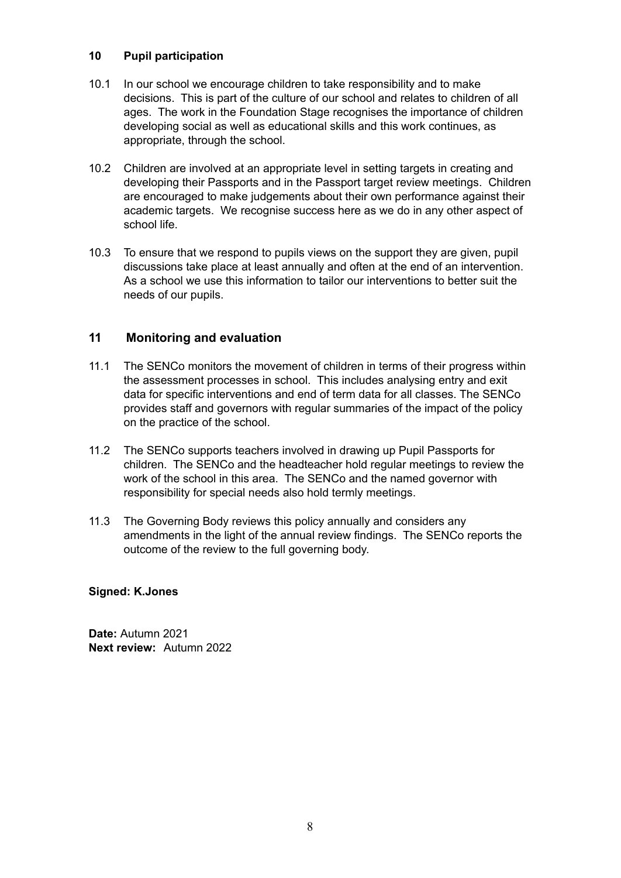## 10 Pupil participation

10.1 In our school we encourage children to take responsibility and to make decisions. This is part of the culture of our school and relates to children of all ages. The work in the Foundation Stage recognises the importance of children developing social as well as educational skills and this work continues, as appropriate, through the school.

10.2 Children are involved at an appropriate level in setting targets in creating and developing their Passports and in the Passport target review meetings. Children are encouraged to make judgements about their own performance against their academic targets. We recognise success here as we do in any other aspect of school life.

10.3 To ensure that we respond to pupils views on the support they are given, pupil discussions take place at least annually and often at the end of an intervention. As a school we use this information to tailor our interventions to better suit the needs of our pupils.

## 11 Monitoring and evaluation

11.1 The SENCo monitors the movement of children in terms of their progress within the assessment processes in school. This includes analysing entry and exit data for specific interventions and end of term data for all classes. The SENCo provides staff and governors with regular summaries of the impact of the policy on the practice of the school.

11.2 The SENCo supports teachers involved in drawing up Pupil Passports for children. The SENCo and the headteacher hold regular meetings to review the work of the school in this area. The SENCo and the named governor with responsibility for special needs also hold termly meetings.

11.3 The Governing Body reviews this policy annually and considers any amendments in the light of the annual review findings. The SENCo reports the outcome of the review to the full governing body.

**Signed: K.Jones**

**Date:** Autumn 2021
**Next review:** Autumn 2022